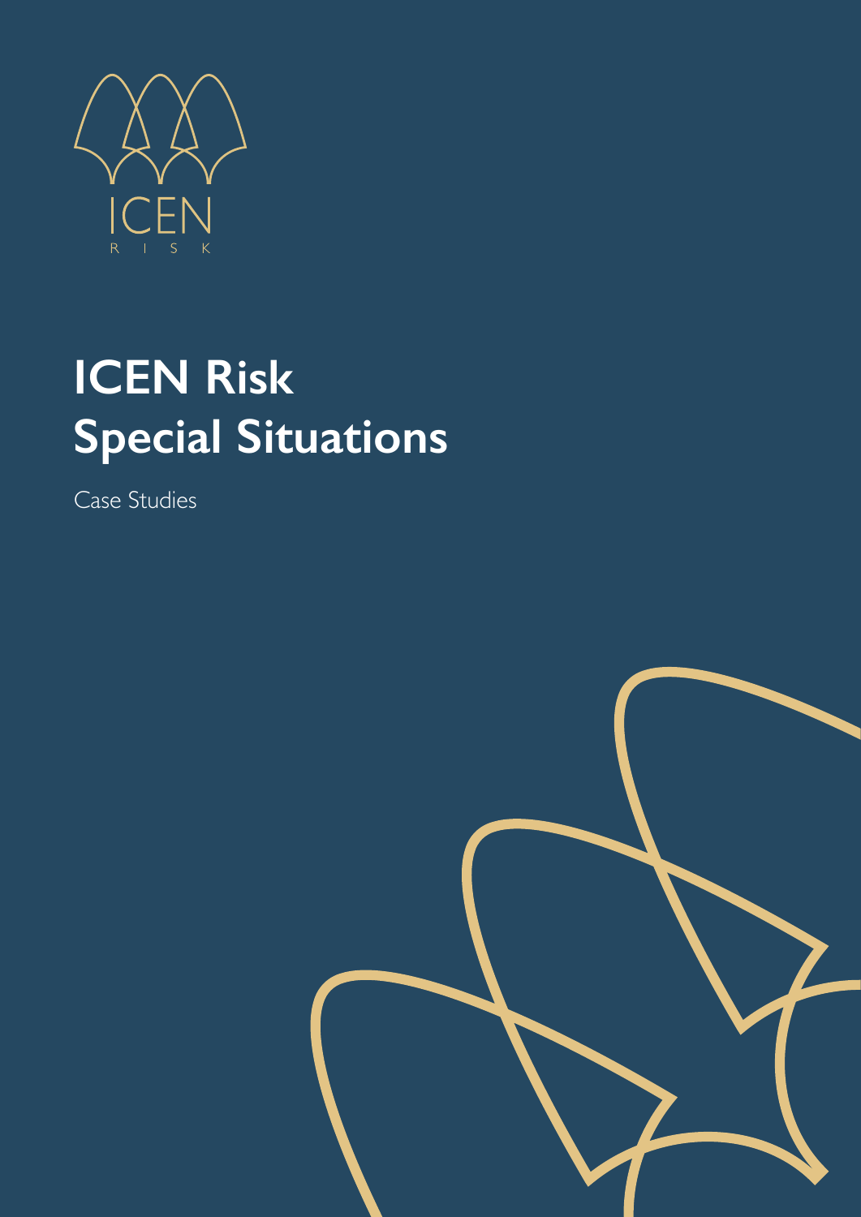# ICEN Risk Special Situations

Case Studies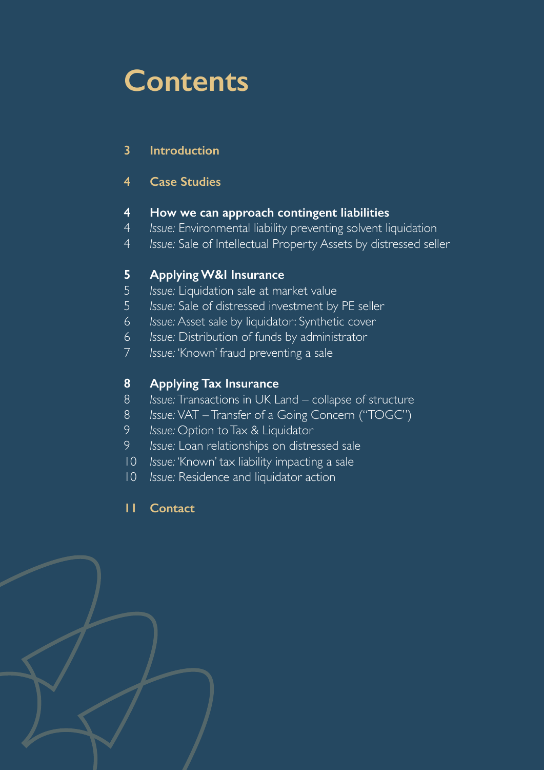# Contents

**3 Introduction**

**4 Case Studies**

**4 How we can approach contingent liabilities**

4 *Issue:* Environmental liability preventing solvent liquidation

4 *Issue:* Sale of Intellectual Property Assets by distressed seller

**5 Applying W&I Insurance**

5 *Issue:* Liquidation sale at market value

5 *Issue:* Sale of distressed investment by PE seller

6 *Issue:* Asset sale by liquidator: Synthetic cover

6 *Issue:* Distribution of funds by administrator

7 *Issue:* 'Known' fraud preventing a sale

**8 Applying Tax Insurance**

8 *Issue:* Transactions in UK Land – collapse of structure

8 *Issue:* VAT – Transfer of a Going Concern ("TOGC")

9 *Issue:* Option to Tax & Liquidator

9 *Issue:* Loan relationships on distressed sale

10 *Issue:* 'Known' tax liability impacting a sale

10 *Issue:* Residence and liquidator action

**11 Contact**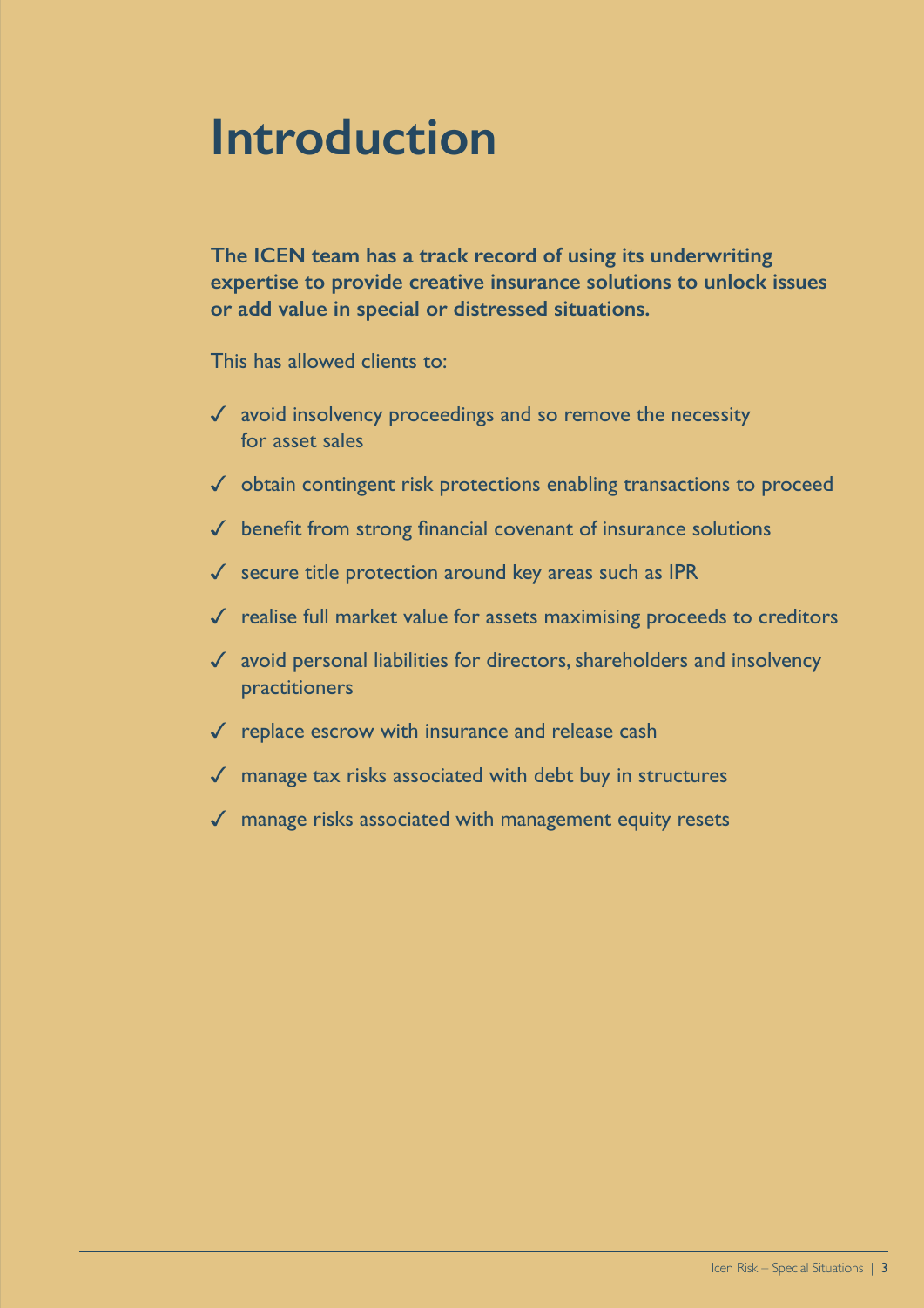# Introduction

**The ICEN team has a track record of using its underwriting expertise to provide creative insurance solutions to unlock issues or add value in special or distressed situations.**

This has allowed clients to:

- ✓ avoid insolvency proceedings and so remove the necessity for asset sales
- ✓ obtain contingent risk protections enabling transactions to proceed
- ✓ benefit from strong financial covenant of insurance solutions
- ✓ secure title protection around key areas such as IPR
- ✓ realise full market value for assets maximising proceeds to creditors
- ✓ avoid personal liabilities for directors, shareholders and insolvency practitioners
- ✓ replace escrow with insurance and release cash
- ✓ manage tax risks associated with debt buy in structures
- ✓ manage risks associated with management equity resets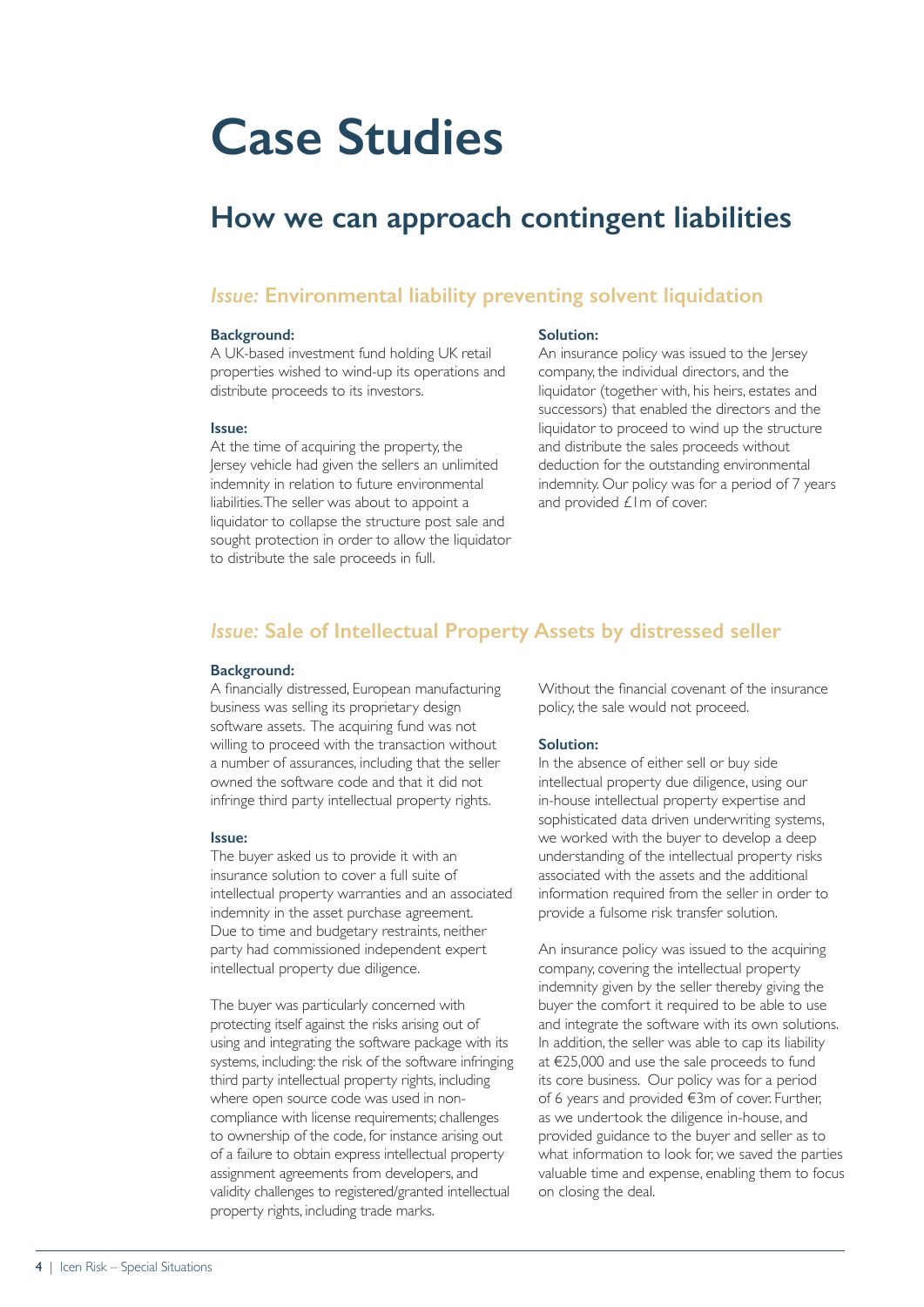# Case Studies

## How we can approach contingent liabilities

### *Issue:* Environmental liability preventing solvent liquidation

**Background:**
A UK-based investment fund holding UK retail properties wished to wind-up its operations and distribute proceeds to its investors.

**Issue:**
At the time of acquiring the property, the Jersey vehicle had given the sellers an unlimited indemnity in relation to future environmental liabilities. The seller was about to appoint a liquidator to collapse the structure post sale and sought protection in order to allow the liquidator to distribute the sale proceeds in full.

**Solution:**
An insurance policy was issued to the Jersey company, the individual directors, and the liquidator (together with, his heirs, estates and successors) that enabled the directors and the liquidator to proceed to wind up the structure and distribute the sales proceeds without deduction for the outstanding environmental indemnity. Our policy was for a period of 7 years and provided £1m of cover.

### *Issue:* Sale of Intellectual Property Assets by distressed seller

**Background:**
A financially distressed, European manufacturing business was selling its proprietary design software assets. The acquiring fund was not willing to proceed with the transaction without a number of assurances, including that the seller owned the software code and that it did not infringe third party intellectual property rights.

**Issue:**
The buyer asked us to provide it with an insurance solution to cover a full suite of intellectual property warranties and an associated indemnity in the asset purchase agreement. Due to time and budgetary restraints, neither party had commissioned independent expert intellectual property due diligence.

The buyer was particularly concerned with protecting itself against the risks arising out of using and integrating the software package with its systems, including: the risk of the software infringing third party intellectual property rights, including where open source code was used in non-compliance with license requirements; challenges to ownership of the code, for instance arising out of a failure to obtain express intellectual property assignment agreements from developers, and validity challenges to registered/granted intellectual property rights, including trade marks.

Without the financial covenant of the insurance policy, the sale would not proceed.

**Solution:**
In the absence of either sell or buy side intellectual property due diligence, using our in-house intellectual property expertise and sophisticated data driven underwriting systems, we worked with the buyer to develop a deep understanding of the intellectual property risks associated with the assets and the additional information required from the seller in order to provide a fulsome risk transfer solution.

An insurance policy was issued to the acquiring company, covering the intellectual property indemnity given by the seller thereby giving the buyer the comfort it required to be able to use and integrate the software with its own solutions. In addition, the seller was able to cap its liability at €25,000 and use the sale proceeds to fund its core business. Our policy was for a period of 6 years and provided €3m of cover. Further, as we undertook the diligence in-house, and provided guidance to the buyer and seller as to what information to look for, we saved the parties valuable time and expense, enabling them to focus on closing the deal.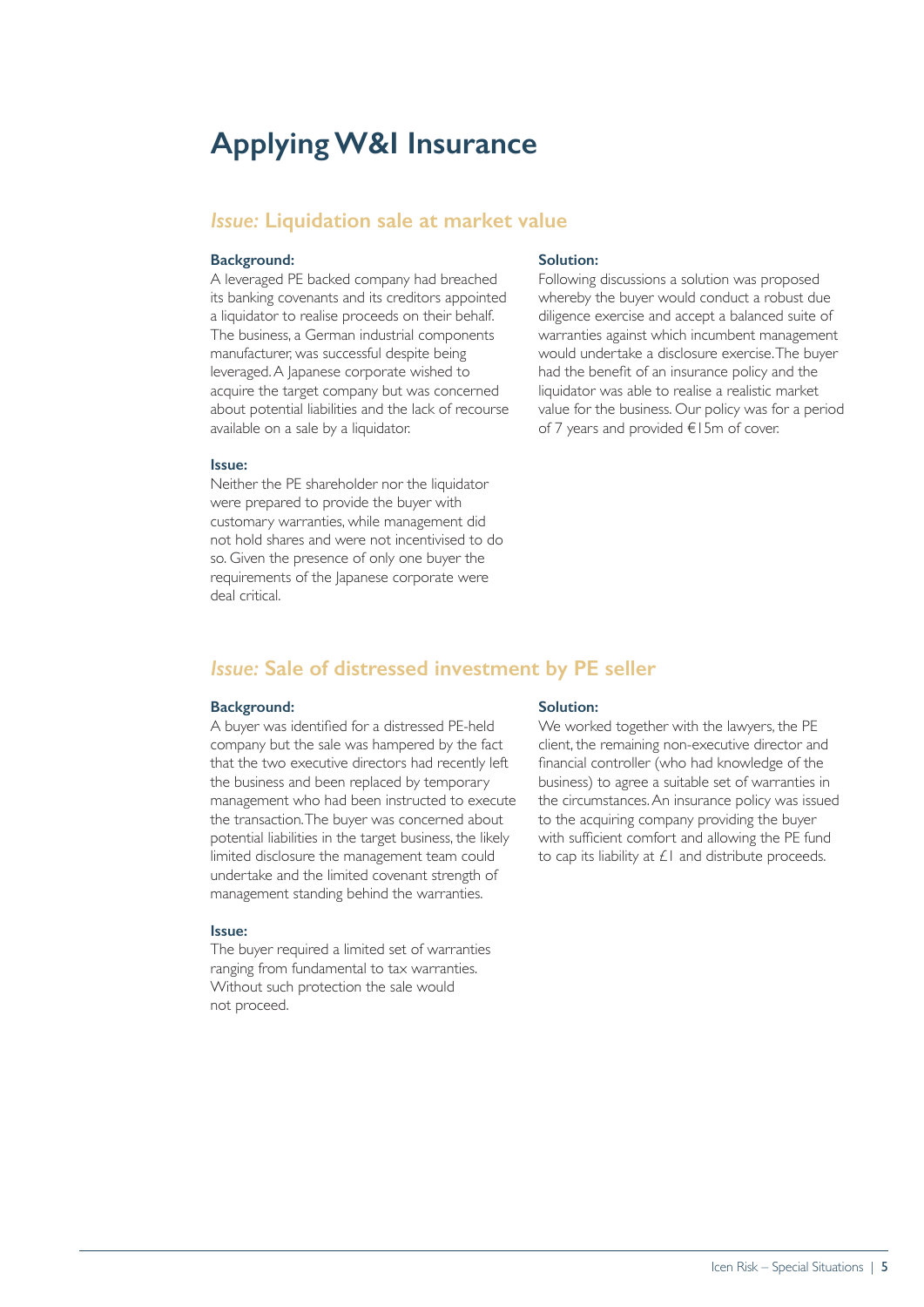# Applying W&I Insurance

## *Issue:* Liquidation sale at market value

**Background:**

A leveraged PE backed company had breached its banking covenants and its creditors appointed a liquidator to realise proceeds on their behalf. The business, a German industrial components manufacturer, was successful despite being leveraged. A Japanese corporate wished to acquire the target company but was concerned about potential liabilities and the lack of recourse available on a sale by a liquidator.

**Issue:**

Neither the PE shareholder nor the liquidator were prepared to provide the buyer with customary warranties, while management did not hold shares and were not incentivised to do so. Given the presence of only one buyer the requirements of the Japanese corporate were deal critical.

**Solution:**

Following discussions a solution was proposed whereby the buyer would conduct a robust due diligence exercise and accept a balanced suite of warranties against which incumbent management would undertake a disclosure exercise. The buyer had the benefit of an insurance policy and the liquidator was able to realise a realistic market value for the business. Our policy was for a period of 7 years and provided €15m of cover.

## *Issue:* Sale of distressed investment by PE seller

**Background:**

A buyer was identified for a distressed PE-held company but the sale was hampered by the fact that the two executive directors had recently left the business and been replaced by temporary management who had been instructed to execute the transaction. The buyer was concerned about potential liabilities in the target business, the likely limited disclosure the management team could undertake and the limited covenant strength of management standing behind the warranties.

**Issue:**

The buyer required a limited set of warranties ranging from fundamental to tax warranties. Without such protection the sale would not proceed.

**Solution:**

We worked together with the lawyers, the PE client, the remaining non-executive director and financial controller (who had knowledge of the business) to agree a suitable set of warranties in the circumstances. An insurance policy was issued to the acquiring company providing the buyer with sufficient comfort and allowing the PE fund to cap its liability at £1 and distribute proceeds.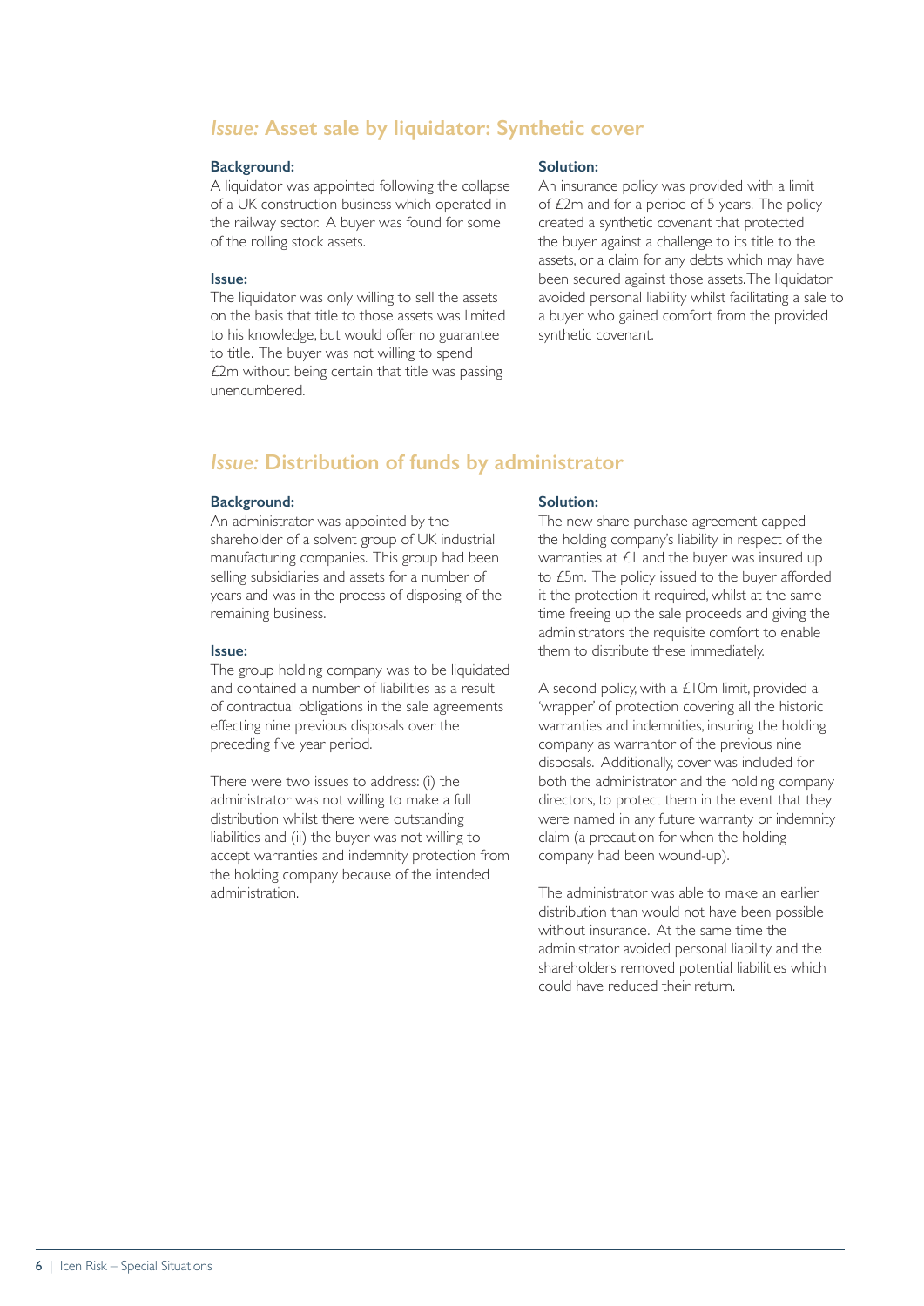## *Issue:* Asset sale by liquidator: Synthetic cover

**Background:**

A liquidator was appointed following the collapse of a UK construction business which operated in the railway sector. A buyer was found for some of the rolling stock assets.

**Issue:**

The liquidator was only willing to sell the assets on the basis that title to those assets was limited to his knowledge, but would offer no guarantee to title. The buyer was not willing to spend £2m without being certain that title was passing unencumbered.

**Solution:**

An insurance policy was provided with a limit of £2m and for a period of 5 years. The policy created a synthetic covenant that protected the buyer against a challenge to its title to the assets, or a claim for any debts which may have been secured against those assets. The liquidator avoided personal liability whilst facilitating a sale to a buyer who gained comfort from the provided synthetic covenant.

## *Issue:* Distribution of funds by administrator

**Background:**

An administrator was appointed by the shareholder of a solvent group of UK industrial manufacturing companies. This group had been selling subsidiaries and assets for a number of years and was in the process of disposing of the remaining business.

**Issue:**

The group holding company was to be liquidated and contained a number of liabilities as a result of contractual obligations in the sale agreements effecting nine previous disposals over the preceding five year period.

There were two issues to address: (i) the administrator was not willing to make a full distribution whilst there were outstanding liabilities and (ii) the buyer was not willing to accept warranties and indemnity protection from the holding company because of the intended administration.

**Solution:**

The new share purchase agreement capped the holding company's liability in respect of the warranties at £1 and the buyer was insured up to £5m. The policy issued to the buyer afforded it the protection it required, whilst at the same time freeing up the sale proceeds and giving the administrators the requisite comfort to enable them to distribute these immediately.

A second policy, with a £10m limit, provided a 'wrapper' of protection covering all the historic warranties and indemnities, insuring the holding company as warrantor of the previous nine disposals. Additionally, cover was included for both the administrator and the holding company directors, to protect them in the event that they were named in any future warranty or indemnity claim (a precaution for when the holding company had been wound-up).

The administrator was able to make an earlier distribution than would not have been possible without insurance. At the same time the administrator avoided personal liability and the shareholders removed potential liabilities which could have reduced their return.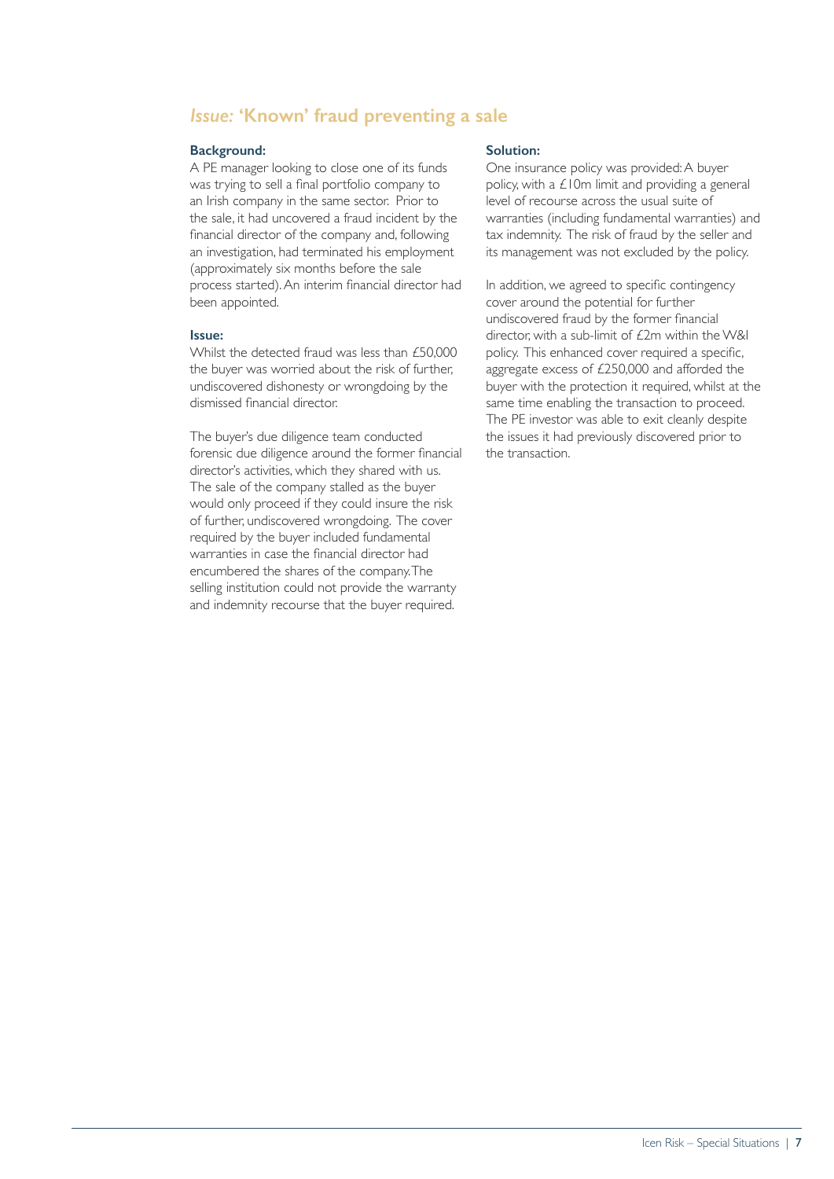## *Issue:* 'Known' fraud preventing a sale

### Background:

A PE manager looking to close one of its funds was trying to sell a final portfolio company to an Irish company in the same sector. Prior to the sale, it had uncovered a fraud incident by the financial director of the company and, following an investigation, had terminated his employment (approximately six months before the sale process started). An interim financial director had been appointed.

### Issue:

Whilst the detected fraud was less than £50,000 the buyer was worried about the risk of further, undiscovered dishonesty or wrongdoing by the dismissed financial director.

The buyer's due diligence team conducted forensic due diligence around the former financial director's activities, which they shared with us. The sale of the company stalled as the buyer would only proceed if they could insure the risk of further, undiscovered wrongdoing. The cover required by the buyer included fundamental warranties in case the financial director had encumbered the shares of the company. The selling institution could not provide the warranty and indemnity recourse that the buyer required.

### Solution:

One insurance policy was provided: A buyer policy, with a £10m limit and providing a general level of recourse across the usual suite of warranties (including fundamental warranties) and tax indemnity. The risk of fraud by the seller and its management was not excluded by the policy.

In addition, we agreed to specific contingency cover around the potential for further undiscovered fraud by the former financial director, with a sub-limit of £2m within the W&I policy. This enhanced cover required a specific, aggregate excess of £250,000 and afforded the buyer with the protection it required, whilst at the same time enabling the transaction to proceed. The PE investor was able to exit cleanly despite the issues it had previously discovered prior to the transaction.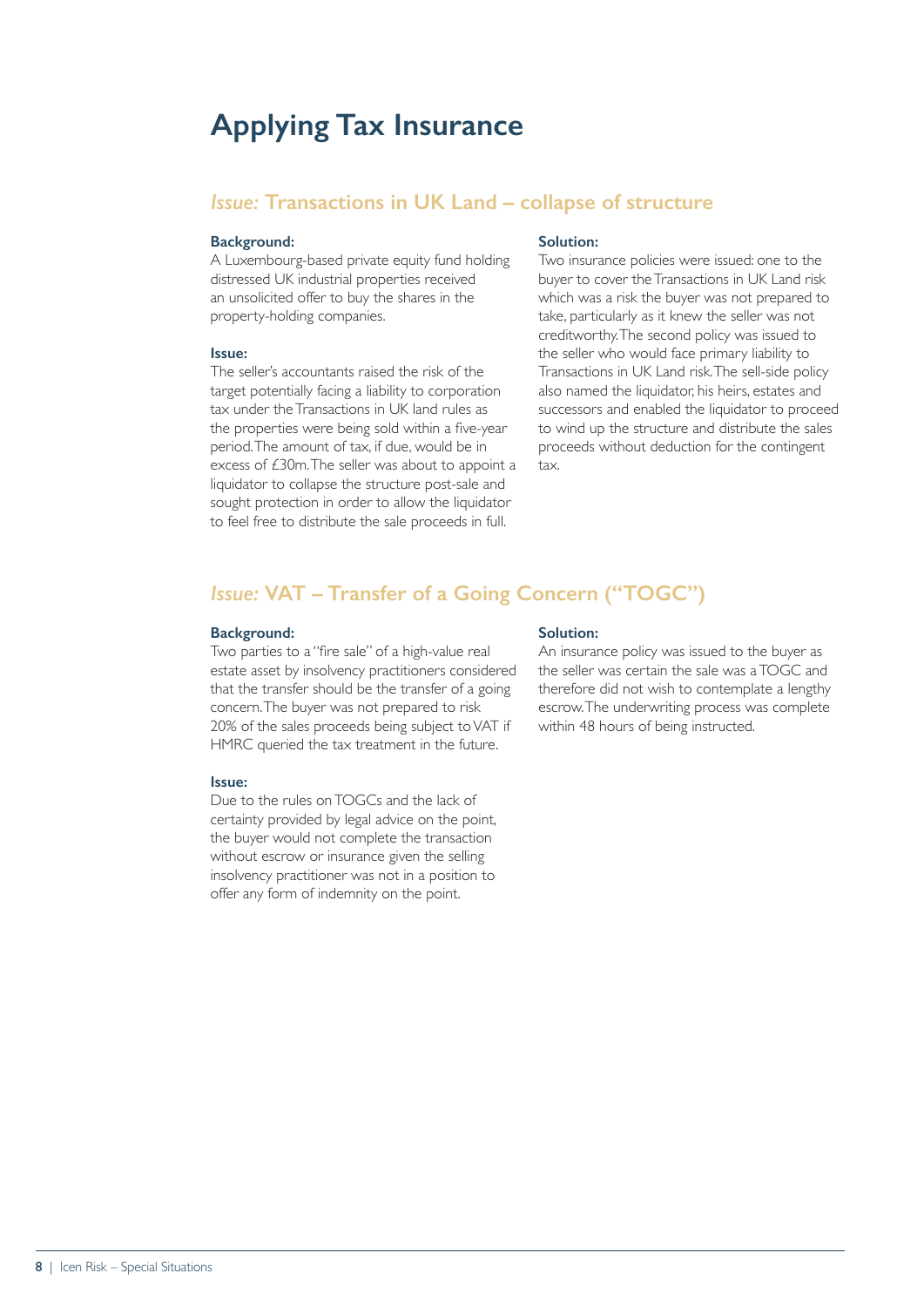# Applying Tax Insurance

## *Issue:* Transactions in UK Land – collapse of structure

**Background:**

A Luxembourg-based private equity fund holding distressed UK industrial properties received an unsolicited offer to buy the shares in the property-holding companies.

**Issue:**

The seller's accountants raised the risk of the target potentially facing a liability to corporation tax under the Transactions in UK land rules as the properties were being sold within a five-year period. The amount of tax, if due, would be in excess of £30m. The seller was about to appoint a liquidator to collapse the structure post-sale and sought protection in order to allow the liquidator to feel free to distribute the sale proceeds in full.

**Solution:**

Two insurance policies were issued: one to the buyer to cover the Transactions in UK Land risk which was a risk the buyer was not prepared to take, particularly as it knew the seller was not creditworthy. The second policy was issued to the seller who would face primary liability to Transactions in UK Land risk. The sell-side policy also named the liquidator, his heirs, estates and successors and enabled the liquidator to proceed to wind up the structure and distribute the sales proceeds without deduction for the contingent tax.

## *Issue:* VAT – Transfer of a Going Concern ("TOGC")

**Background:**

Two parties to a "fire sale" of a high-value real estate asset by insolvency practitioners considered that the transfer should be the transfer of a going concern. The buyer was not prepared to risk 20% of the sales proceeds being subject to VAT if HMRC queried the tax treatment in the future.

**Issue:**

Due to the rules on TOGCs and the lack of certainty provided by legal advice on the point, the buyer would not complete the transaction without escrow or insurance given the selling insolvency practitioner was not in a position to offer any form of indemnity on the point.

**Solution:**

An insurance policy was issued to the buyer as the seller was certain the sale was a TOGC and therefore did not wish to contemplate a lengthy escrow. The underwriting process was complete within 48 hours of being instructed.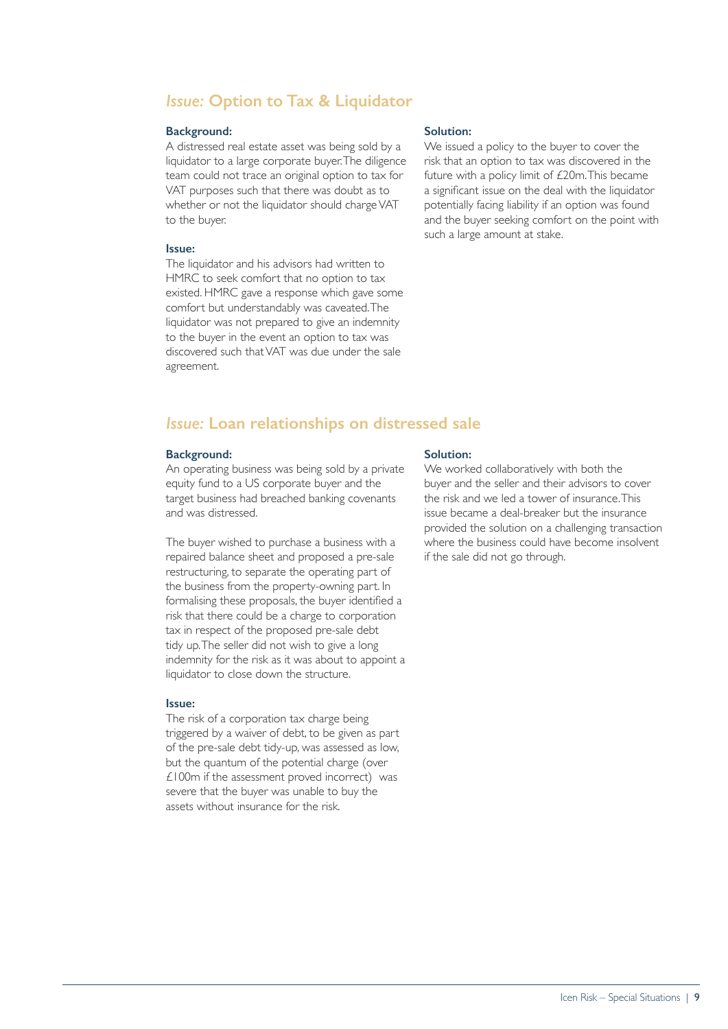## *Issue:* Option to Tax & Liquidator

**Background:**

A distressed real estate asset was being sold by a liquidator to a large corporate buyer. The diligence team could not trace an original option to tax for VAT purposes such that there was doubt as to whether or not the liquidator should charge VAT to the buyer.

**Issue:**

The liquidator and his advisors had written to HMRC to seek comfort that no option to tax existed. HMRC gave a response which gave some comfort but understandably was caveated. The liquidator was not prepared to give an indemnity to the buyer in the event an option to tax was discovered such that VAT was due under the sale agreement.

**Solution:**

We issued a policy to the buyer to cover the risk that an option to tax was discovered in the future with a policy limit of £20m. This became a significant issue on the deal with the liquidator potentially facing liability if an option was found and the buyer seeking comfort on the point with such a large amount at stake.

## *Issue:* Loan relationships on distressed sale

**Background:**

An operating business was being sold by a private equity fund to a US corporate buyer and the target business had breached banking covenants and was distressed.

The buyer wished to purchase a business with a repaired balance sheet and proposed a pre-sale restructuring, to separate the operating part of the business from the property-owning part. In formalising these proposals, the buyer identified a risk that there could be a charge to corporation tax in respect of the proposed pre-sale debt tidy up. The seller did not wish to give a long indemnity for the risk as it was about to appoint a liquidator to close down the structure.

**Issue:**

The risk of a corporation tax charge being triggered by a waiver of debt, to be given as part of the pre-sale debt tidy-up, was assessed as low, but the quantum of the potential charge (over £100m if the assessment proved incorrect) was severe that the buyer was unable to buy the assets without insurance for the risk.

**Solution:**

We worked collaboratively with both the buyer and the seller and their advisors to cover the risk and we led a tower of insurance. This issue became a deal-breaker but the insurance provided the solution on a challenging transaction where the business could have become insolvent if the sale did not go through.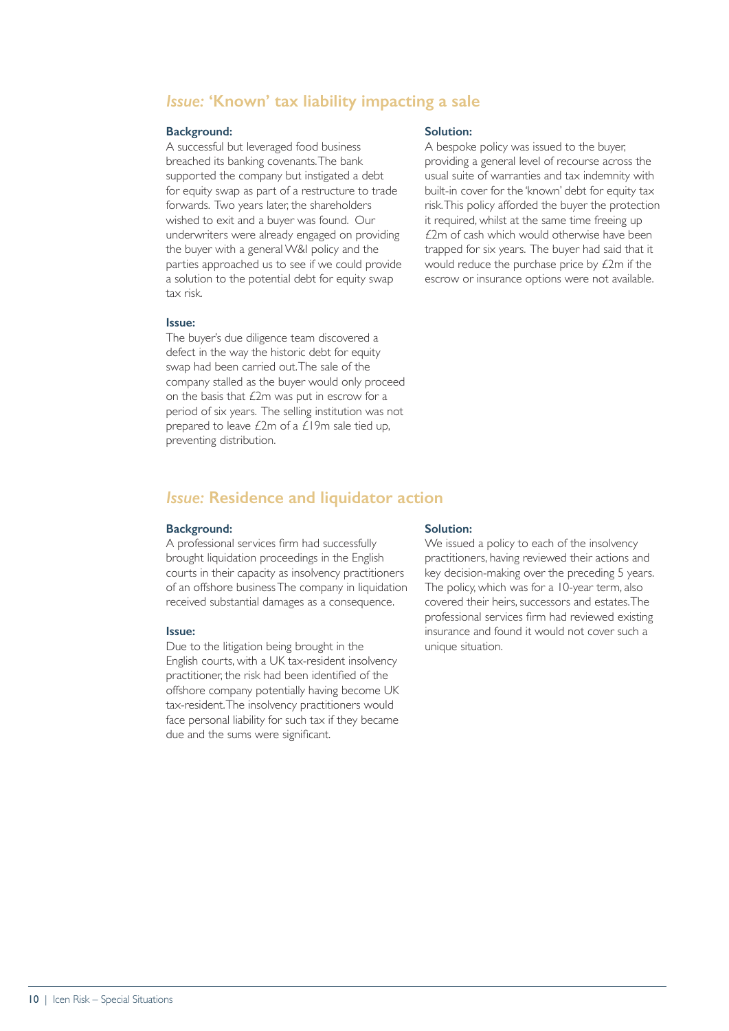## *Issue:* 'Known' tax liability impacting a sale

**Background:**

A successful but leveraged food business breached its banking covenants. The bank supported the company but instigated a debt for equity swap as part of a restructure to trade forwards. Two years later, the shareholders wished to exit and a buyer was found. Our underwriters were already engaged on providing the buyer with a general W&I policy and the parties approached us to see if we could provide a solution to the potential debt for equity swap tax risk.

**Issue:**

The buyer's due diligence team discovered a defect in the way the historic debt for equity swap had been carried out. The sale of the company stalled as the buyer would only proceed on the basis that £2m was put in escrow for a period of six years. The selling institution was not prepared to leave £2m of a £19m sale tied up, preventing distribution.

**Solution:**

A bespoke policy was issued to the buyer, providing a general level of recourse across the usual suite of warranties and tax indemnity with built-in cover for the 'known' debt for equity tax risk. This policy afforded the buyer the protection it required, whilst at the same time freeing up £2m of cash which would otherwise have been trapped for six years. The buyer had said that it would reduce the purchase price by £2m if the escrow or insurance options were not available.

## *Issue:* Residence and liquidator action

**Background:**

A professional services firm had successfully brought liquidation proceedings in the English courts in their capacity as insolvency practitioners of an offshore business The company in liquidation received substantial damages as a consequence.

**Issue:**

Due to the litigation being brought in the English courts, with a UK tax-resident insolvency practitioner, the risk had been identified of the offshore company potentially having become UK tax-resident. The insolvency practitioners would face personal liability for such tax if they became due and the sums were significant.

**Solution:**

We issued a policy to each of the insolvency practitioners, having reviewed their actions and key decision-making over the preceding 5 years. The policy, which was for a 10-year term, also covered their heirs, successors and estates. The professional services firm had reviewed existing insurance and found it would not cover such a unique situation.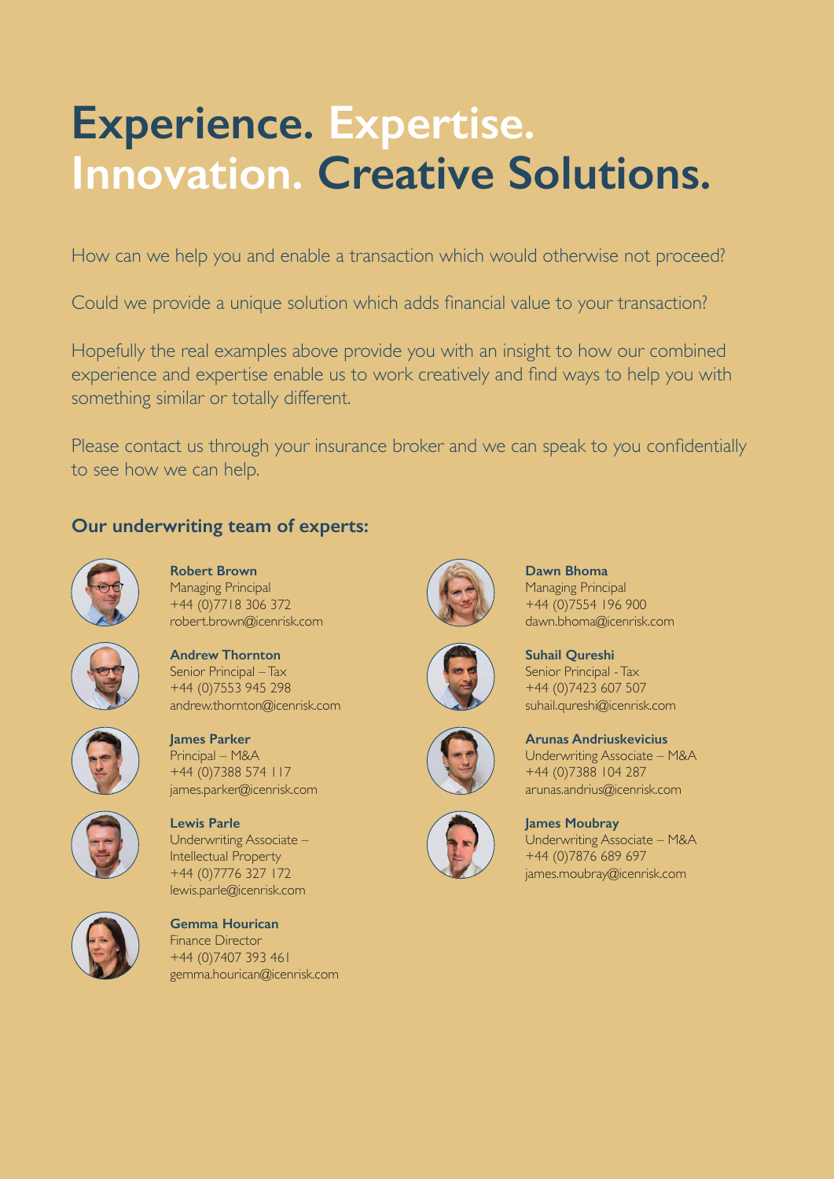# Experience. Expertise. Innovation. Creative Solutions.

How can we help you and enable a transaction which would otherwise not proceed?

Could we provide a unique solution which adds financial value to your transaction?

Hopefully the real examples above provide you with an insight to how our combined experience and expertise enable us to work creatively and find ways to help you with something similar or totally different.

Please contact us through your insurance broker and we can speak to you confidentially to see how we can help.

## Our underwriting team of experts:

**Robert Brown**
Managing Principal
+44 (0)7718 306 372
robert.brown@icenrisk.com

**Andrew Thornton**
Senior Principal – Tax
+44 (0)7553 945 298
andrew.thornton@icenrisk.com

**James Parker**
Principal – M&A
+44 (0)7388 574 117
james.parker@icenrisk.com

**Lewis Parle**
Underwriting Associate – Intellectual Property
+44 (0)7776 327 172
lewis.parle@icenrisk.com

**Gemma Hourican**
Finance Director
+44 (0)7407 393 461
gemma.hourican@icenrisk.com

**Dawn Bhoma**
Managing Principal
+44 (0)7554 196 900
dawn.bhoma@icenrisk.com

**Suhail Qureshi**
Senior Principal - Tax
+44 (0)7423 607 507
suhail.qureshi@icenrisk.com

**Arunas Andriuskevicius**
Underwriting Associate – M&A
+44 (0)7388 104 287
arunas.andrius@icenrisk.com

**James Moubray**
Underwriting Associate – M&A
+44 (0)7876 689 697
james.moubray@icenrisk.com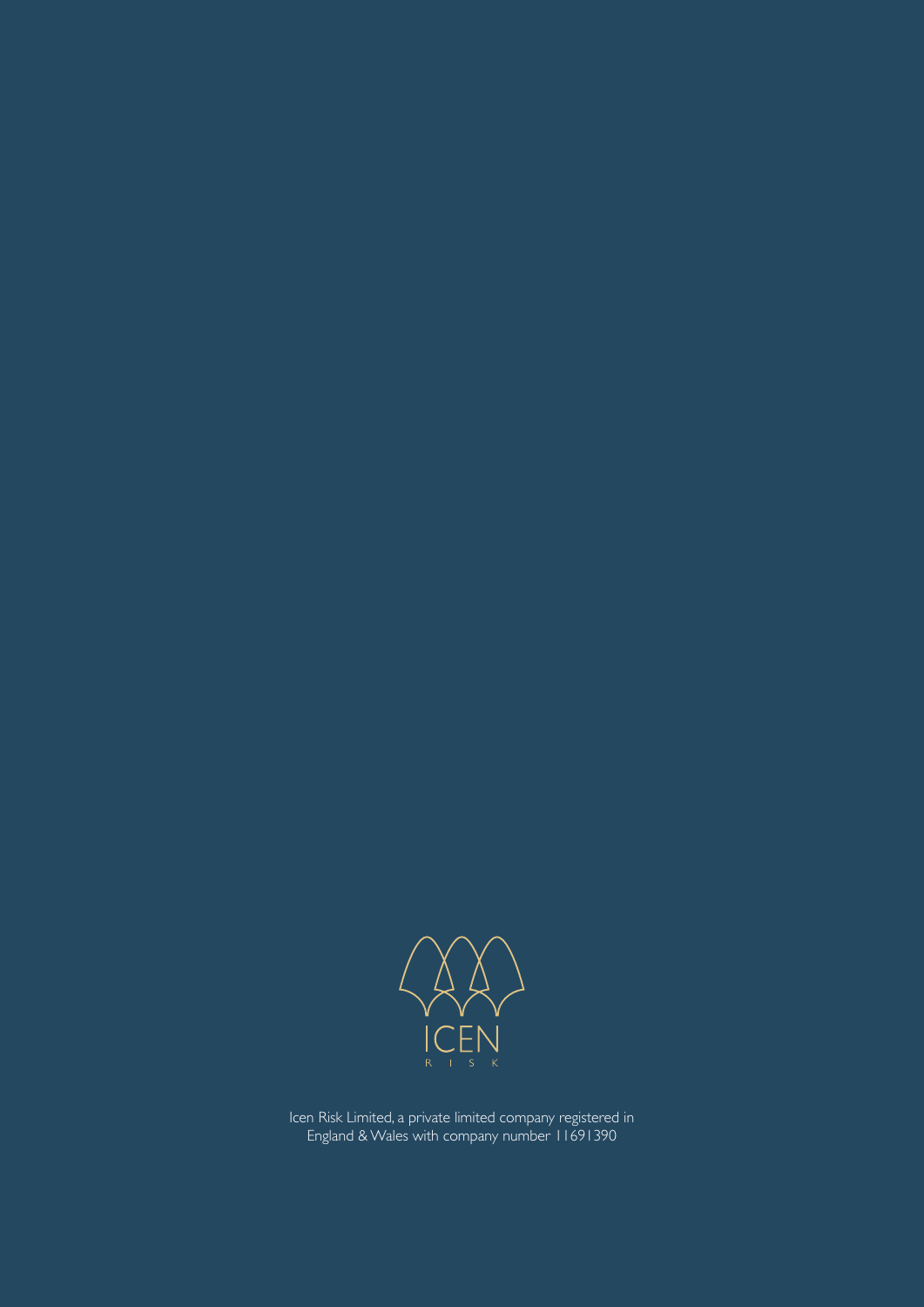ICEN

R I S K

Icen Risk Limited, a private limited company registered in England & Wales with company number 11691390